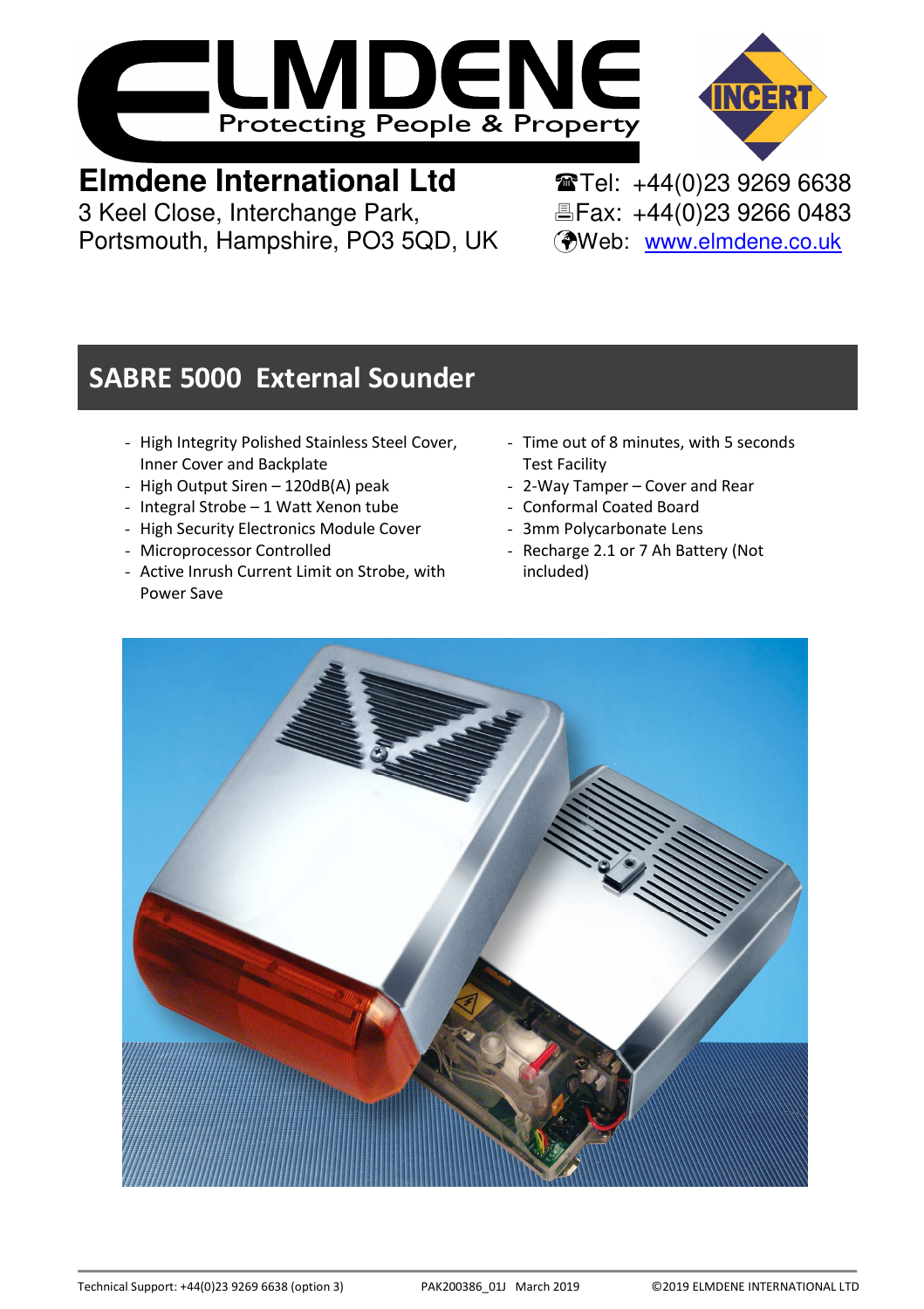**Elmdene International Ltd**
3 Keel Close, Interchange Park,
Portsmouth, Hampshire, PO3 5QD, UK

☎Tel: +44(0)23 9269 6638
Fax: +44(0)23 9266 0483
Web: www.elmdene.co.uk

## SABRE 5000 External Sounder

- High Integrity Polished Stainless Steel Cover, Inner Cover and Backplate
- High Output Siren – 120dB(A) peak
- Integral Strobe – 1 Watt Xenon tube
- High Security Electronics Module Cover
- Microprocessor Controlled
- Active Inrush Current Limit on Strobe, with Power Save
- Time out of 8 minutes, with 5 seconds Test Facility
- 2-Way Tamper – Cover and Rear
- Conformal Coated Board
- 3mm Polycarbonate Lens
- Recharge 2.1 or 7 Ah Battery (Not included)

Technical Support: +44(0)23 9269 6638 (option 3) PAK200386_01J March 2019 ©2019 ELMDENE INTERNATIONAL LTD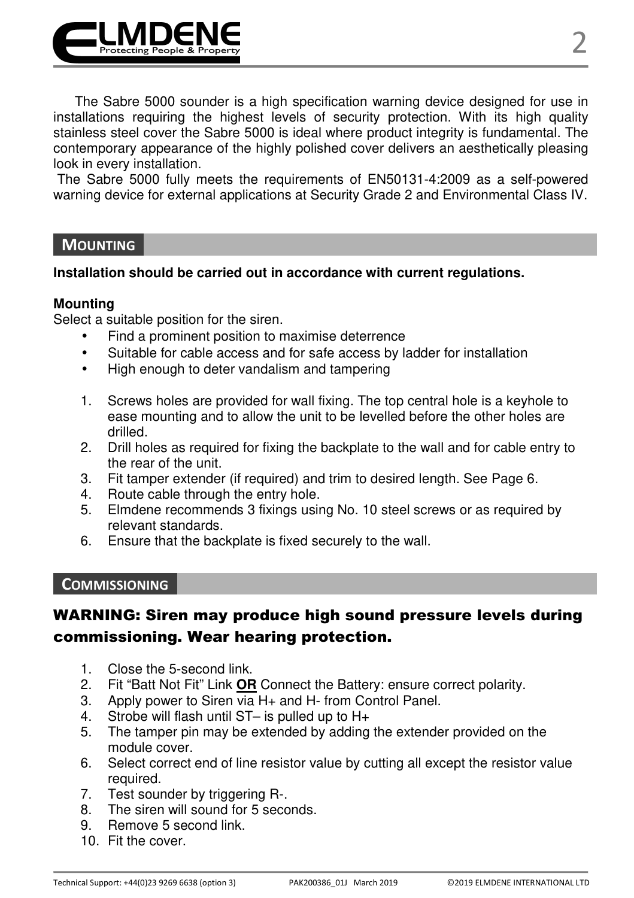The Sabre 5000 sounder is a high specification warning device designed for use in installations requiring the highest levels of security protection. With its high quality stainless steel cover the Sabre 5000 is ideal where product integrity is fundamental. The contemporary appearance of the highly polished cover delivers an aesthetically pleasing look in every installation.

The Sabre 5000 fully meets the requirements of EN50131-4:2009 as a self-powered warning device for external applications at Security Grade 2 and Environmental Class IV.

## MOUNTING

**Installation should be carried out in accordance with current regulations.**

**Mounting**

Select a suitable position for the siren.

- Find a prominent position to maximise deterrence
- Suitable for cable access and for safe access by ladder for installation
- High enough to deter vandalism and tampering

1. Screws holes are provided for wall fixing. The top central hole is a keyhole to ease mounting and to allow the unit to be levelled before the other holes are drilled.
2. Drill holes as required for fixing the backplate to the wall and for cable entry to the rear of the unit.
3. Fit tamper extender (if required) and trim to desired length. See Page 6.
4. Route cable through the entry hole.
5. Elmdene recommends 3 fixings using No. 10 steel screws or as required by relevant standards.
6. Ensure that the backplate is fixed securely to the wall.

## COMMISSIONING

### WARNING: Siren may produce high sound pressure levels during commissioning. Wear hearing protection.

1. Close the 5-second link.
2. Fit "Batt Not Fit" Link **OR** Connect the Battery: ensure correct polarity.
3. Apply power to Siren via H+ and H- from Control Panel.
4. Strobe will flash until ST– is pulled up to H+
5. The tamper pin may be extended by adding the extender provided on the module cover.
6. Select correct end of line resistor value by cutting all except the resistor value required.
7. Test sounder by triggering R-.
8. The siren will sound for 5 seconds.
9. Remove 5 second link.
10. Fit the cover.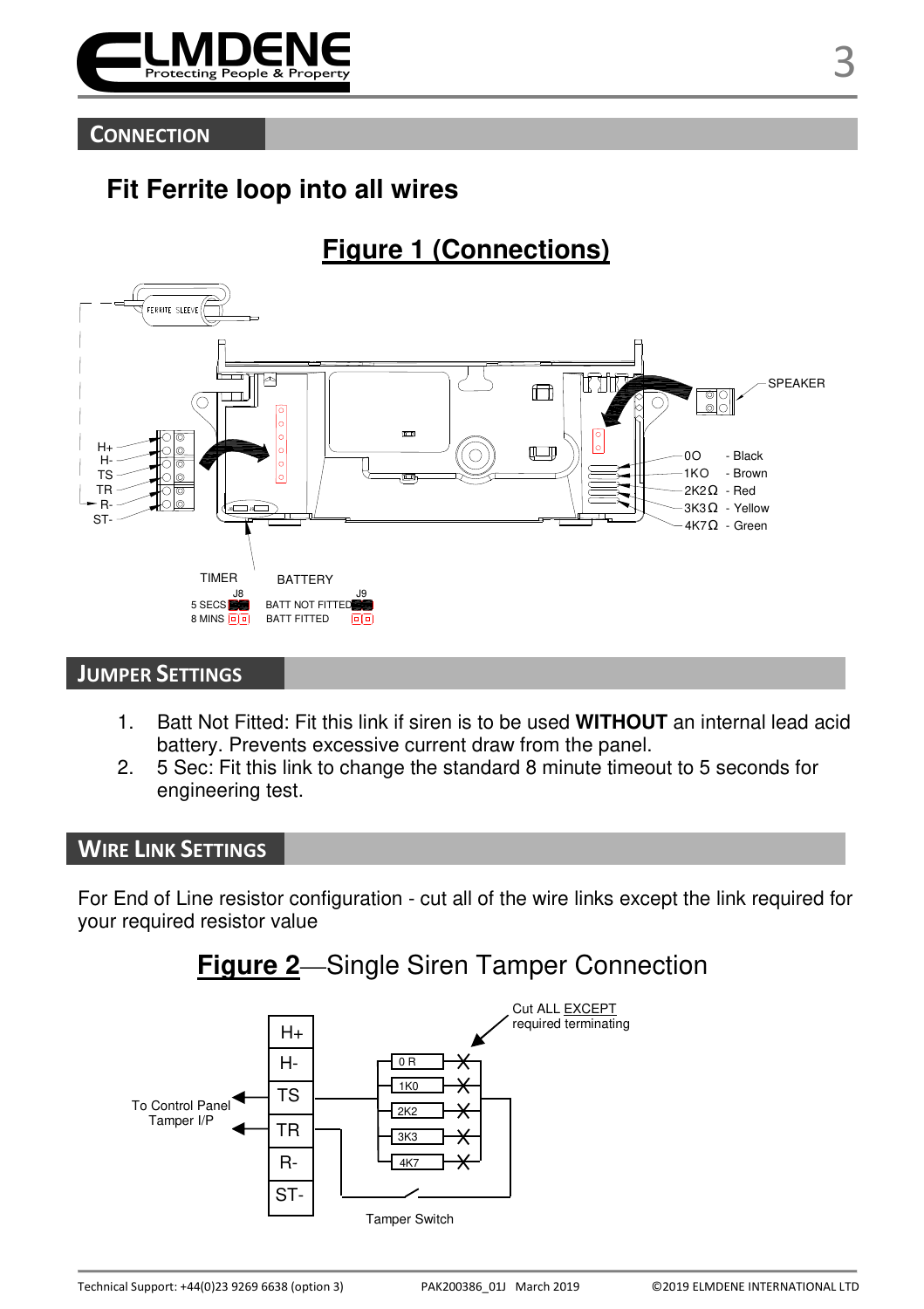## CONNECTION

### Fit Ferrite loop into all wires

**Figure 1 (Connections)**

FERRITE SLEEVE

SPEAKER

H+
H-
TS
TR
R-
ST-

0O - Black
1KO - Brown
2K2Ω - Red
3K3Ω - Yellow
4K7Ω - Green

TIMER
J8
5 SECS
8 MINS

BATTERY
J9
BATT NOT FITTED
BATT FITTED

## JUMPER SETTINGS

1. Batt Not Fitted: Fit this link if siren is to be used **WITHOUT** an internal lead acid battery. Prevents excessive current draw from the panel.
2. 5 Sec: Fit this link to change the standard 8 minute timeout to 5 seconds for engineering test.

## WIRE LINK SETTINGS

For End of Line resistor configuration - cut all of the wire links except the link required for your required resistor value

**Figure 2**—Single Siren Tamper Connection

H+
H-
TS
TR
R-
ST-

To Control Panel Tamper I/P

0 R
1K0
2K2
3K3
4K7

Cut ALL EXCEPT required terminating

Tamper Switch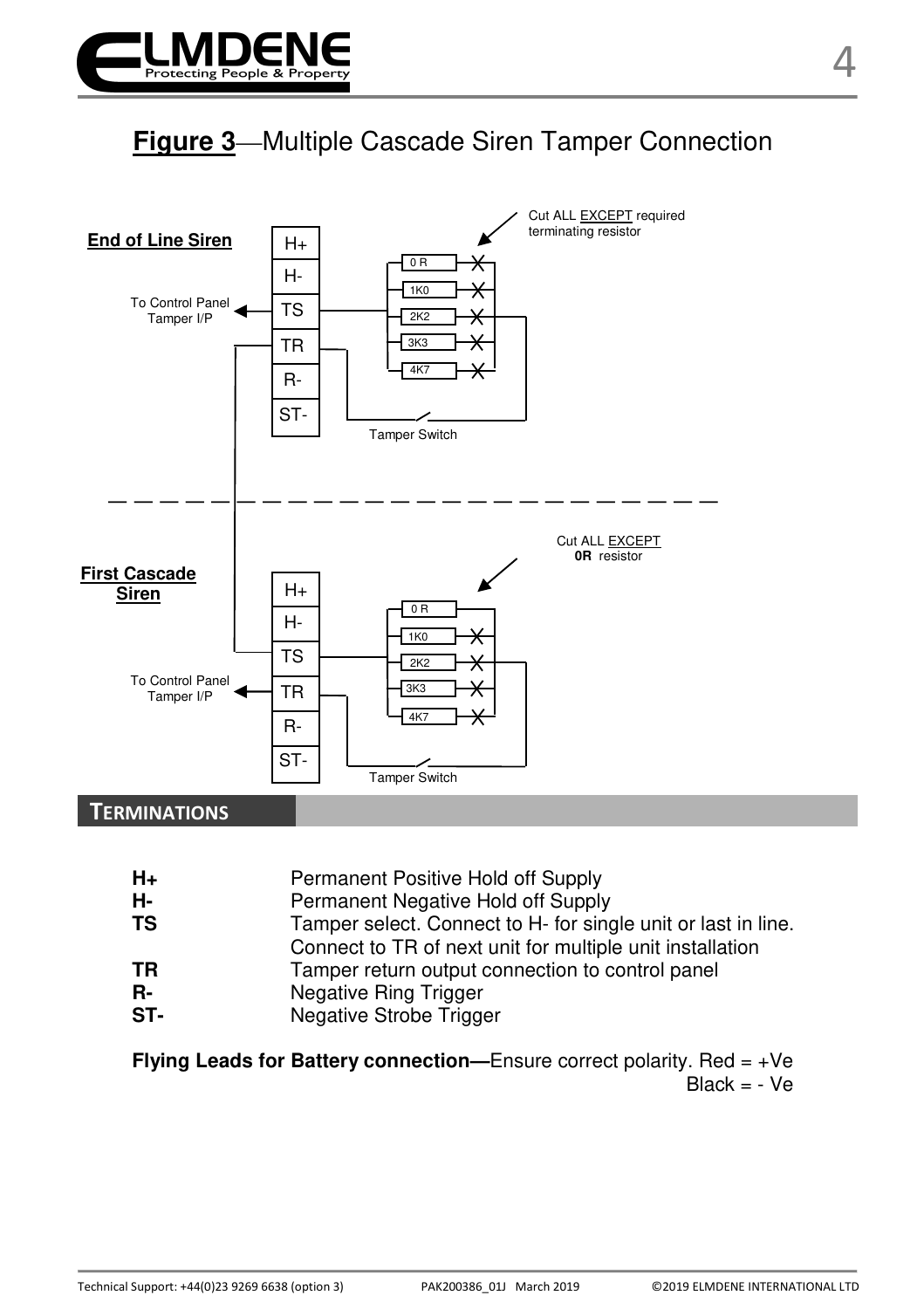## **Figure 3**—Multiple Cascade Siren Tamper Connection

**End of Line Siren**

H+
H-
TS
TR
R-
ST-

To Control Panel Tamper I/P

Cut ALL EXCEPT required terminating resistor

0 R
1K0
2K2
3K3
4K7

Tamper Switch

**First Cascade Siren**

H+
H-
TS
TR
R-
ST-

To Control Panel Tamper I/P

Cut ALL EXCEPT **0R** resistor

0 R
1K0
2K2
3K3
4K7

Tamper Switch

## TERMINATIONS

| | |
|---|---|
| **H+** | Permanent Positive Hold off Supply |
| **H-** | Permanent Negative Hold off Supply |
| **TS** | Tamper select. Connect to H- for single unit or last in line. Connect to TR of next unit for multiple unit installation |
| **TR** | Tamper return output connection to control panel |
| **R-** | Negative Ring Trigger |
| **ST-** | Negative Strobe Trigger |

**Flying Leads for Battery connection—**Ensure correct polarity. Red = +Ve
Black = - Ve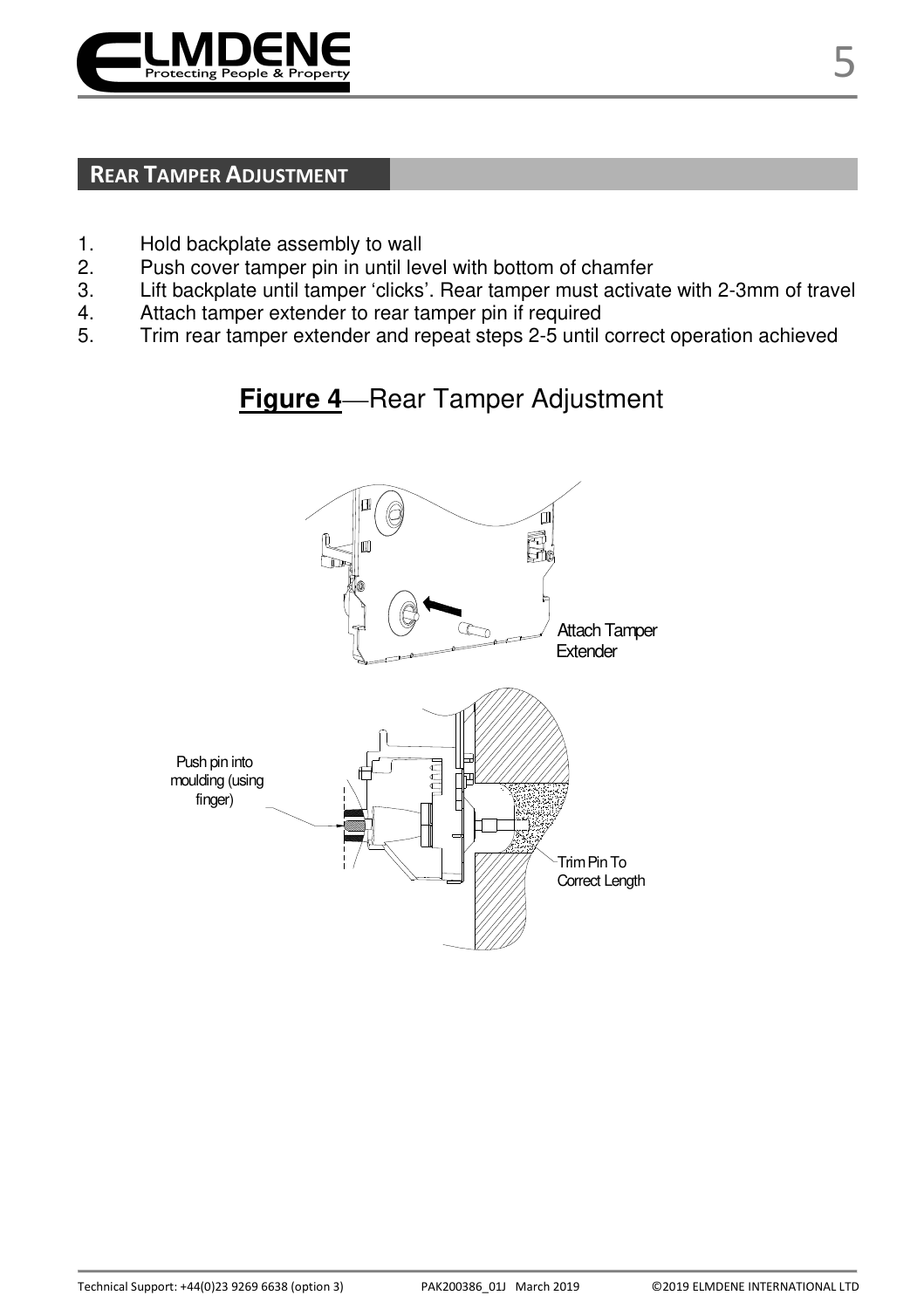## REAR TAMPER ADJUSTMENT

1. Hold backplate assembly to wall
2. Push cover tamper pin in until level with bottom of chamfer
3. Lift backplate until tamper 'clicks'. Rear tamper must activate with 2-3mm of travel
4. Attach tamper extender to rear tamper pin if required
5. Trim rear tamper extender and repeat steps 2-5 until correct operation achieved

**Figure 4**—Rear Tamper Adjustment

Attach Tamper Extender

Push pin into moulding (using finger)

Trim Pin To Correct Length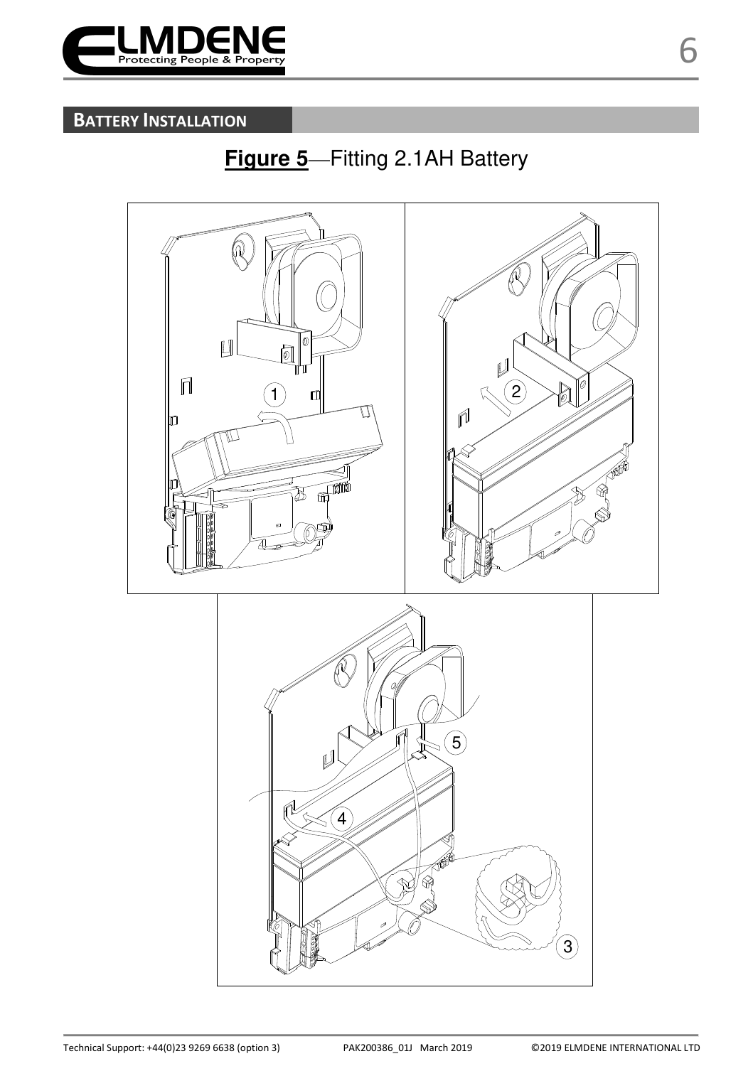## BATTERY INSTALLATION

**Figure 5**—Fitting 2.1AH Battery

1

2

5

4

3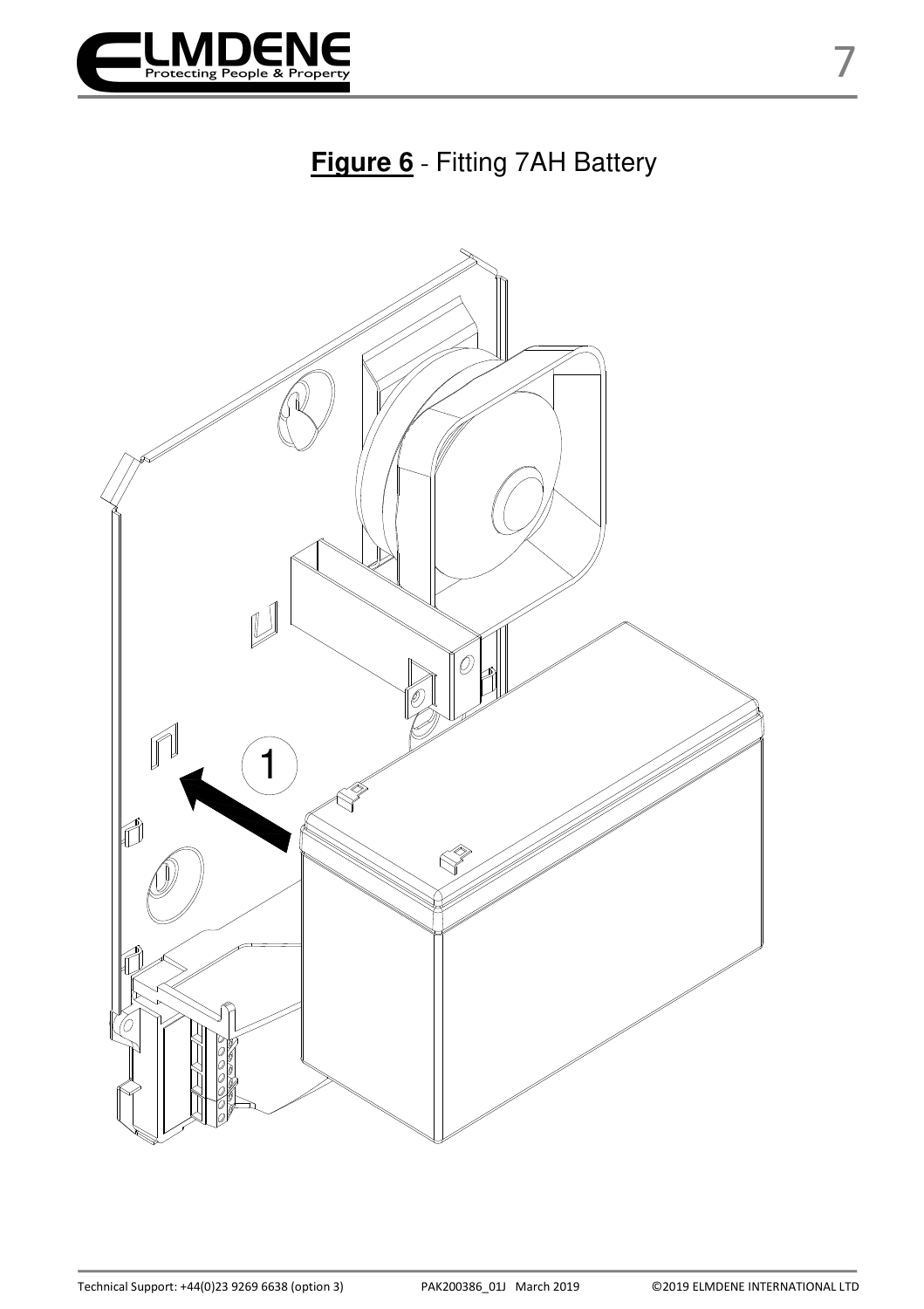**Figure 6** - Fitting 7AH Battery

1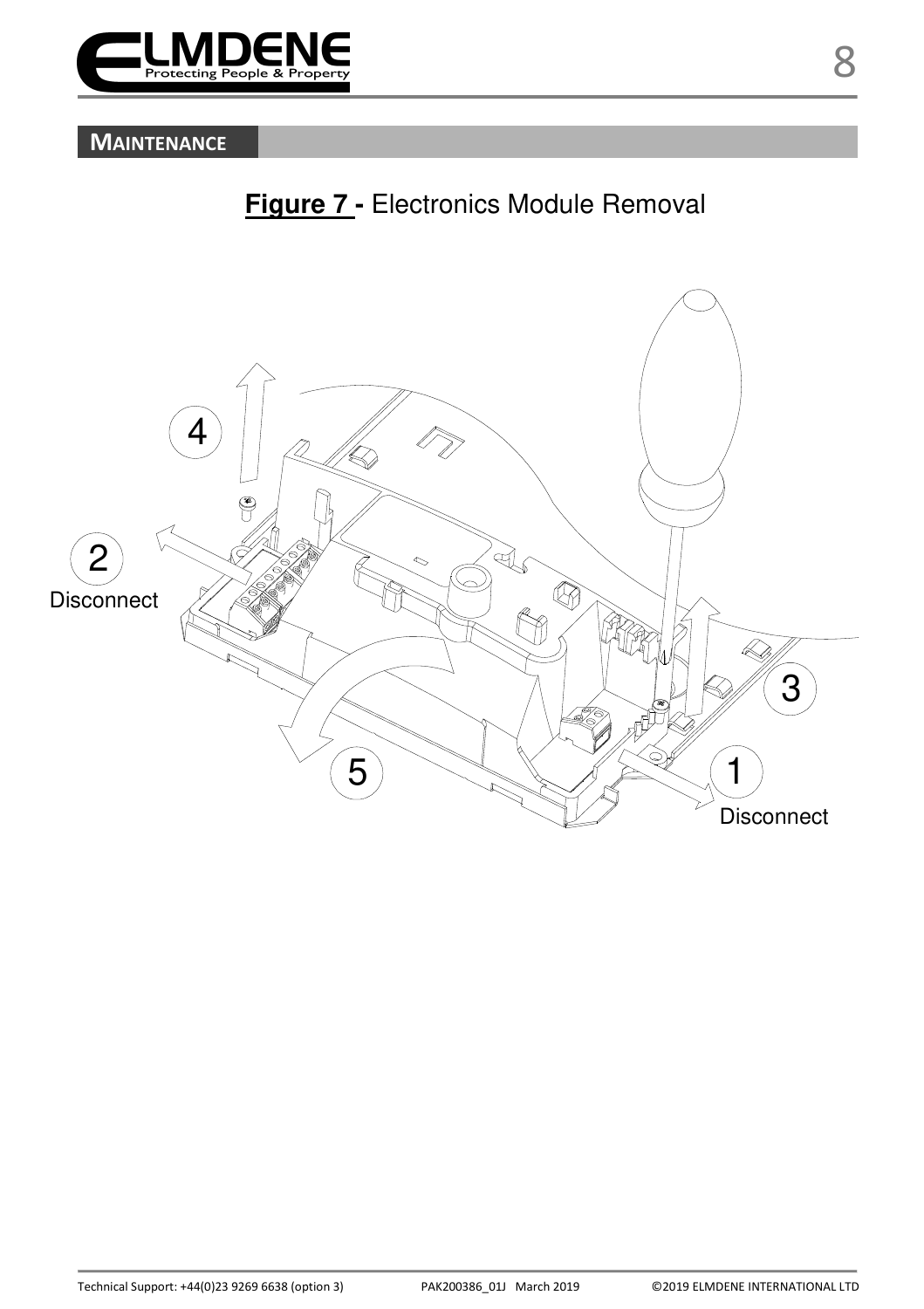## MAINTENANCE

**Figure 7 -** Electronics Module Removal

4

2

Disconnect

3

5

1

Disconnect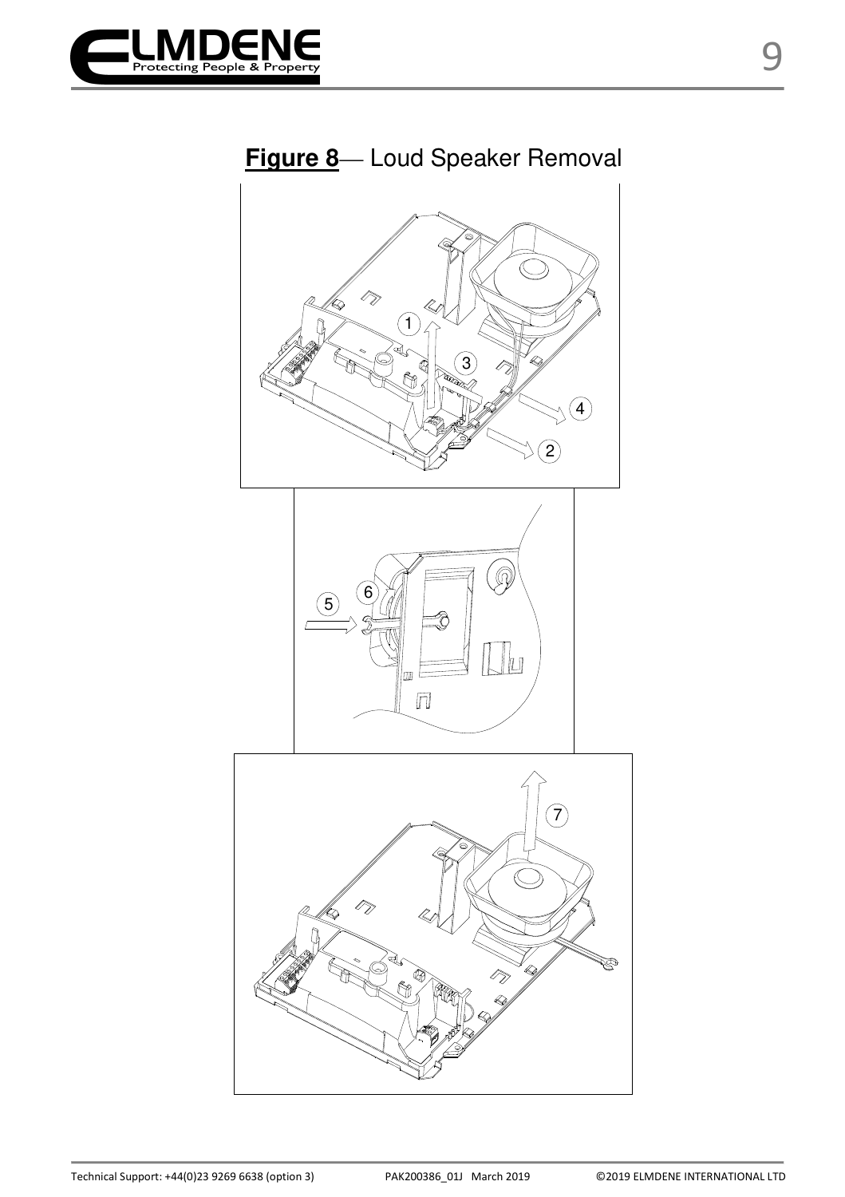**Figure 8**— Loud Speaker Removal

1

3

4

2

5

6

7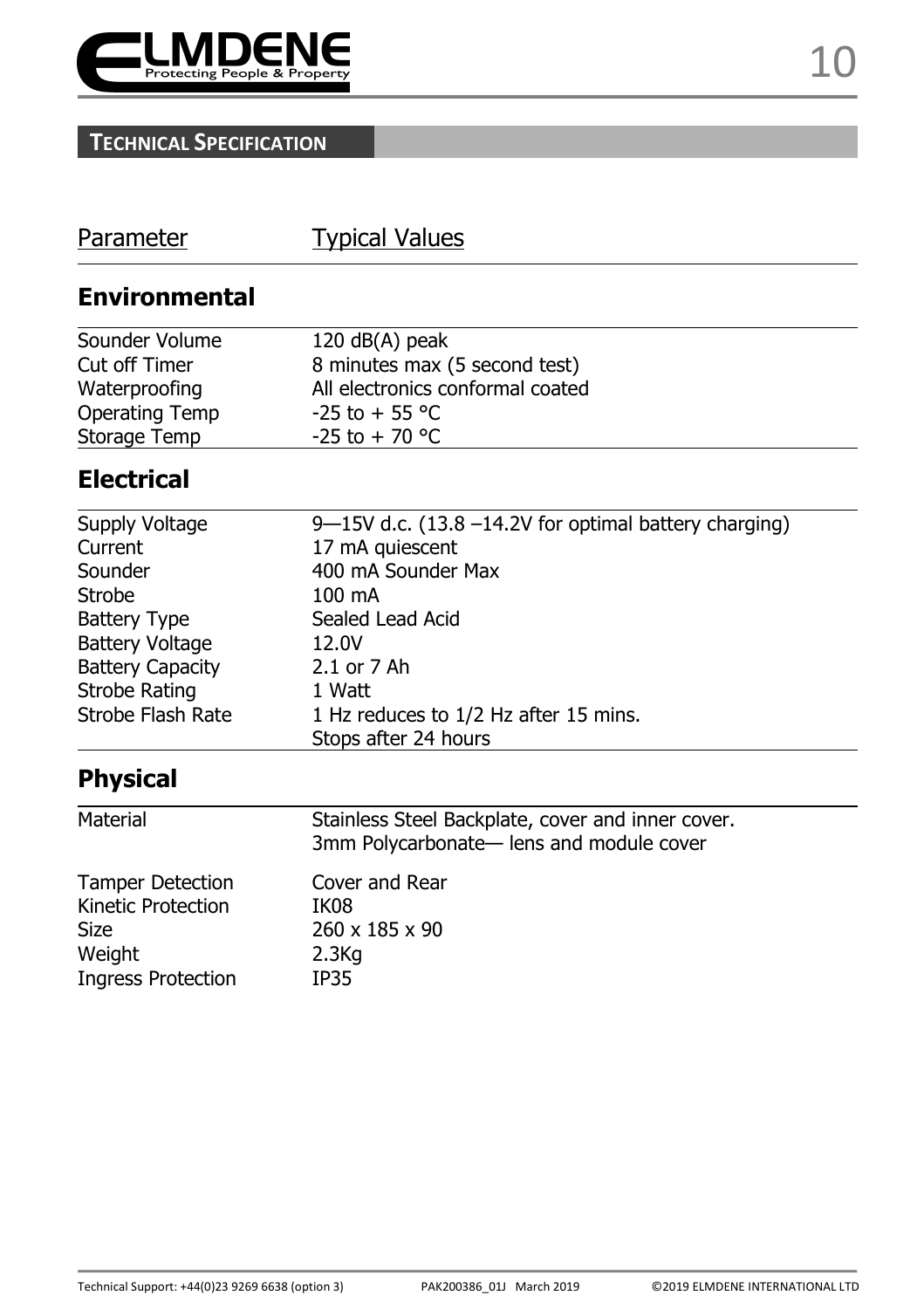## TECHNICAL SPECIFICATION

| Parameter | Typical Values |
|---|---|

### Environmental

| | |
|---|---|
| Sounder Volume | 120 dB(A) peak |
| Cut off Timer | 8 minutes max (5 second test) |
| Waterproofing | All electronics conformal coated |
| Operating Temp | -25 to + 55 °C |
| Storage Temp | -25 to + 70 °C |

### Electrical

| | |
|---|---|
| Supply Voltage | 9—15V d.c. (13.8 –14.2V for optimal battery charging) |
| Current | 17 mA quiescent |
| Sounder | 400 mA Sounder Max |
| Strobe | 100 mA |
| Battery Type | Sealed Lead Acid |
| Battery Voltage | 12.0V |
| Battery Capacity | 2.1 or 7 Ah |
| Strobe Rating | 1 Watt |
| Strobe Flash Rate | 1 Hz reduces to 1/2 Hz after 15 mins. Stops after 24 hours |

### Physical

| | |
|---|---|
| Material | Stainless Steel Backplate, cover and inner cover. 3mm Polycarbonate— lens and module cover |
| Tamper Detection | Cover and Rear |
| Kinetic Protection | IK08 |
| Size | 260 x 185 x 90 |
| Weight | 2.3Kg |
| Ingress Protection | IP35 |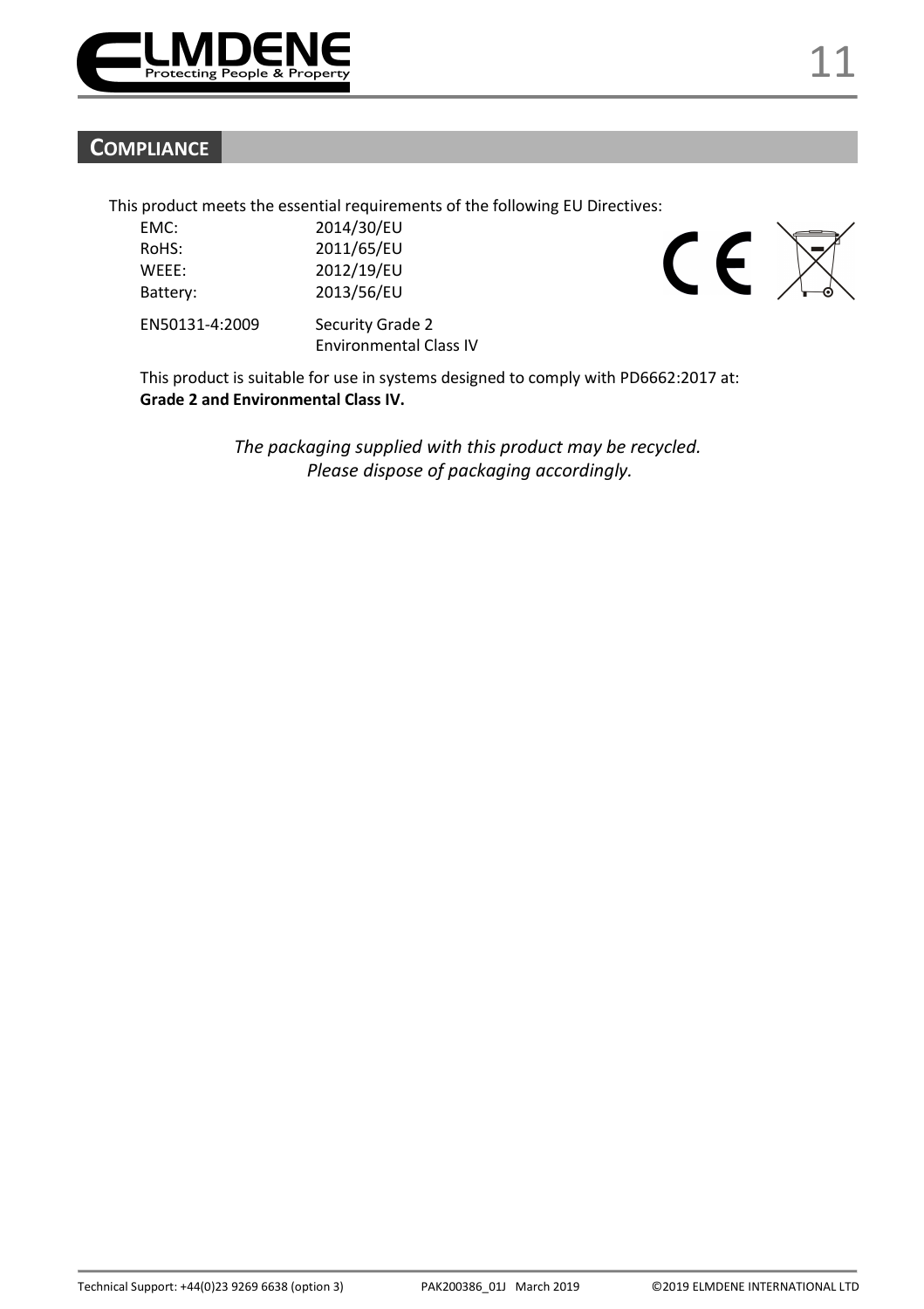## COMPLIANCE

This product meets the essential requirements of the following EU Directives:

| | |
|---|---|
| EMC: | 2014/30/EU |
| RoHS: | 2011/65/EU |
| WEEE: | 2012/19/EU |
| Battery: | 2013/56/EU |
| EN50131-4:2009 | Security Grade 2<br>Environmental Class IV |

This product is suitable for use in systems designed to comply with PD6662:2017 at:
**Grade 2 and Environmental Class IV.**

*The packaging supplied with this product may be recycled.*
*Please dispose of packaging accordingly.*